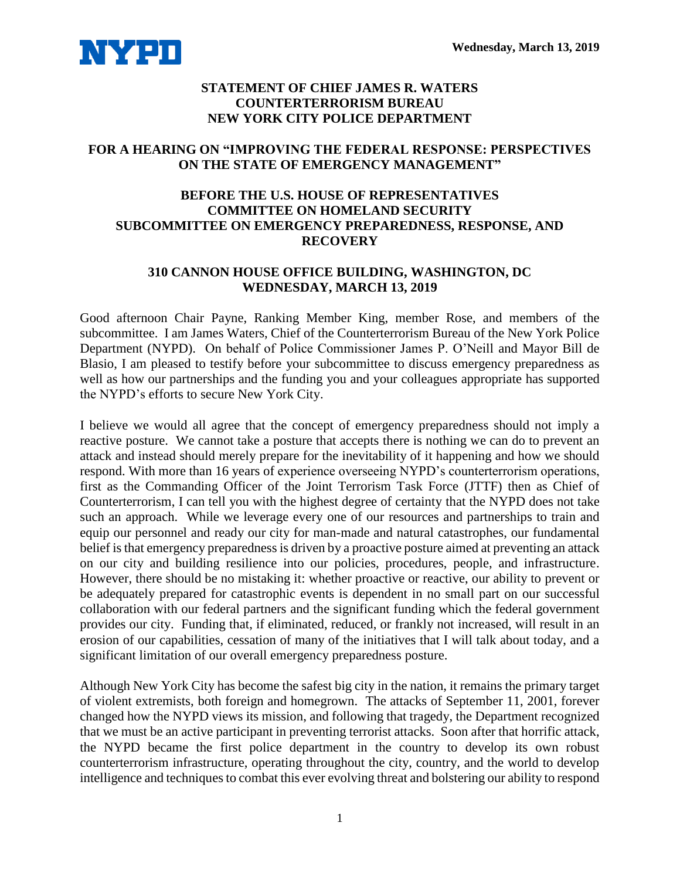NYPD

**Wednesday, March 13, 2019**

**STATEMENT OF CHIEF JAMES R. WATERS**
**COUNTERTERRORISM BUREAU**
**NEW YORK CITY POLICE DEPARTMENT**

**FOR A HEARING ON "IMPROVING THE FEDERAL RESPONSE: PERSPECTIVES ON THE STATE OF EMERGENCY MANAGEMENT"**

**BEFORE THE U.S. HOUSE OF REPRESENTATIVES**
**COMMITTEE ON HOMELAND SECURITY**
**SUBCOMMITTEE ON EMERGENCY PREPAREDNESS, RESPONSE, AND RECOVERY**

**310 CANNON HOUSE OFFICE BUILDING, WASHINGTON, DC**
**WEDNESDAY, MARCH 13, 2019**

Good afternoon Chair Payne, Ranking Member King, member Rose, and members of the subcommittee. I am James Waters, Chief of the Counterterrorism Bureau of the New York Police Department (NYPD). On behalf of Police Commissioner James P. O'Neill and Mayor Bill de Blasio, I am pleased to testify before your subcommittee to discuss emergency preparedness as well as how our partnerships and the funding you and your colleagues appropriate has supported the NYPD's efforts to secure New York City.

I believe we would all agree that the concept of emergency preparedness should not imply a reactive posture. We cannot take a posture that accepts there is nothing we can do to prevent an attack and instead should merely prepare for the inevitability of it happening and how we should respond. With more than 16 years of experience overseeing NYPD's counterterrorism operations, first as the Commanding Officer of the Joint Terrorism Task Force (JTTF) then as Chief of Counterterrorism, I can tell you with the highest degree of certainty that the NYPD does not take such an approach. While we leverage every one of our resources and partnerships to train and equip our personnel and ready our city for man-made and natural catastrophes, our fundamental belief is that emergency preparedness is driven by a proactive posture aimed at preventing an attack on our city and building resilience into our policies, procedures, people, and infrastructure. However, there should be no mistaking it: whether proactive or reactive, our ability to prevent or be adequately prepared for catastrophic events is dependent in no small part on our successful collaboration with our federal partners and the significant funding which the federal government provides our city. Funding that, if eliminated, reduced, or frankly not increased, will result in an erosion of our capabilities, cessation of many of the initiatives that I will talk about today, and a significant limitation of our overall emergency preparedness posture.

Although New York City has become the safest big city in the nation, it remains the primary target of violent extremists, both foreign and homegrown. The attacks of September 11, 2001, forever changed how the NYPD views its mission, and following that tragedy, the Department recognized that we must be an active participant in preventing terrorist attacks. Soon after that horrific attack, the NYPD became the first police department in the country to develop its own robust counterterrorism infrastructure, operating throughout the city, country, and the world to develop intelligence and techniques to combat this ever evolving threat and bolstering our ability to respond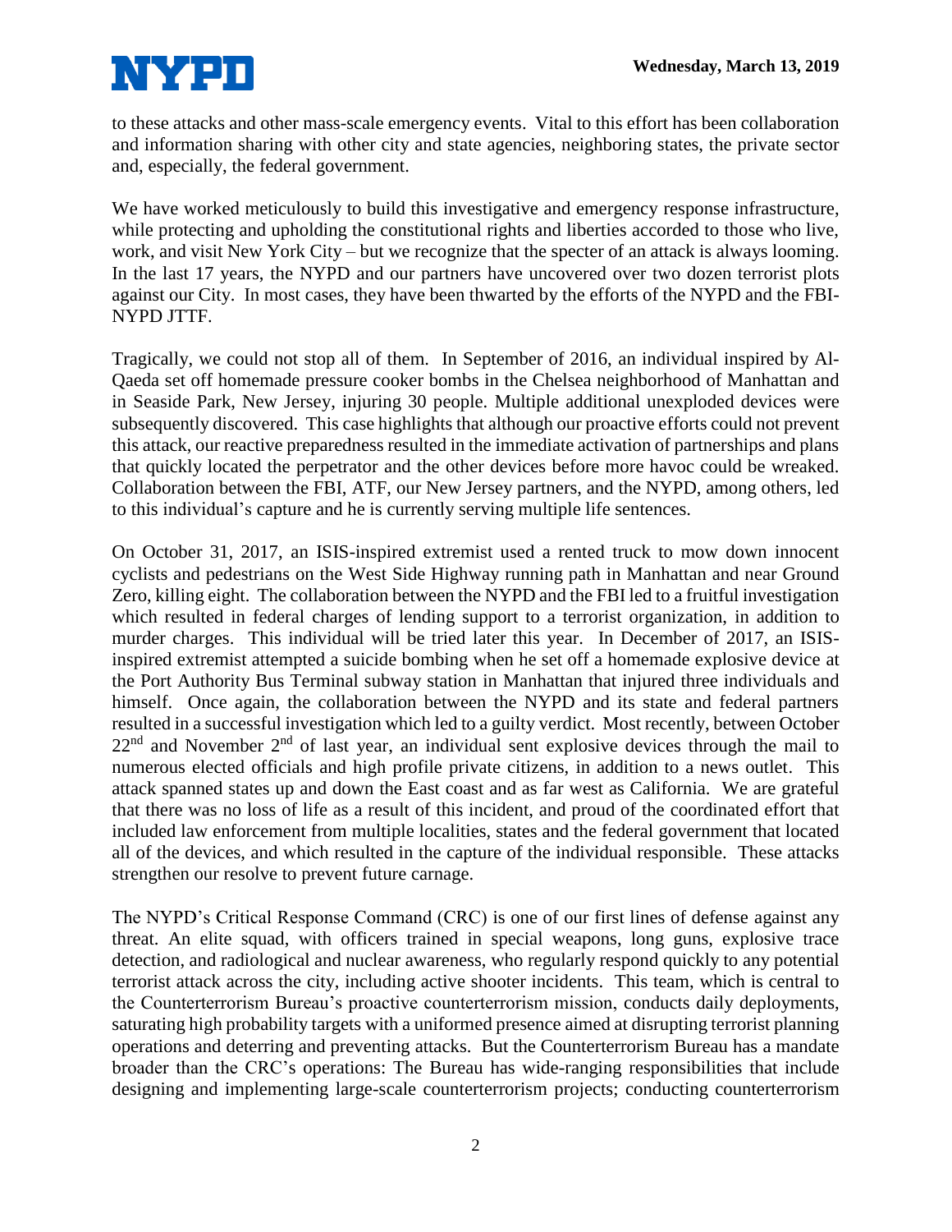to these attacks and other mass-scale emergency events. Vital to this effort has been collaboration and information sharing with other city and state agencies, neighboring states, the private sector and, especially, the federal government.

We have worked meticulously to build this investigative and emergency response infrastructure, while protecting and upholding the constitutional rights and liberties accorded to those who live, work, and visit New York City – but we recognize that the specter of an attack is always looming. In the last 17 years, the NYPD and our partners have uncovered over two dozen terrorist plots against our City. In most cases, they have been thwarted by the efforts of the NYPD and the FBI-NYPD JTTF.

Tragically, we could not stop all of them. In September of 2016, an individual inspired by Al-Qaeda set off homemade pressure cooker bombs in the Chelsea neighborhood of Manhattan and in Seaside Park, New Jersey, injuring 30 people. Multiple additional unexploded devices were subsequently discovered. This case highlights that although our proactive efforts could not prevent this attack, our reactive preparedness resulted in the immediate activation of partnerships and plans that quickly located the perpetrator and the other devices before more havoc could be wreaked. Collaboration between the FBI, ATF, our New Jersey partners, and the NYPD, among others, led to this individual's capture and he is currently serving multiple life sentences.

On October 31, 2017, an ISIS-inspired extremist used a rented truck to mow down innocent cyclists and pedestrians on the West Side Highway running path in Manhattan and near Ground Zero, killing eight. The collaboration between the NYPD and the FBI led to a fruitful investigation which resulted in federal charges of lending support to a terrorist organization, in addition to murder charges. This individual will be tried later this year. In December of 2017, an ISIS-inspired extremist attempted a suicide bombing when he set off a homemade explosive device at the Port Authority Bus Terminal subway station in Manhattan that injured three individuals and himself. Once again, the collaboration between the NYPD and its state and federal partners resulted in a successful investigation which led to a guilty verdict. Most recently, between October 22nd and November 2nd of last year, an individual sent explosive devices through the mail to numerous elected officials and high profile private citizens, in addition to a news outlet. This attack spanned states up and down the East coast and as far west as California. We are grateful that there was no loss of life as a result of this incident, and proud of the coordinated effort that included law enforcement from multiple localities, states and the federal government that located all of the devices, and which resulted in the capture of the individual responsible. These attacks strengthen our resolve to prevent future carnage.

The NYPD's Critical Response Command (CRC) is one of our first lines of defense against any threat. An elite squad, with officers trained in special weapons, long guns, explosive trace detection, and radiological and nuclear awareness, who regularly respond quickly to any potential terrorist attack across the city, including active shooter incidents. This team, which is central to the Counterterrorism Bureau's proactive counterterrorism mission, conducts daily deployments, saturating high probability targets with a uniformed presence aimed at disrupting terrorist planning operations and deterring and preventing attacks. But the Counterterrorism Bureau has a mandate broader than the CRC's operations: The Bureau has wide-ranging responsibilities that include designing and implementing large-scale counterterrorism projects; conducting counterterrorism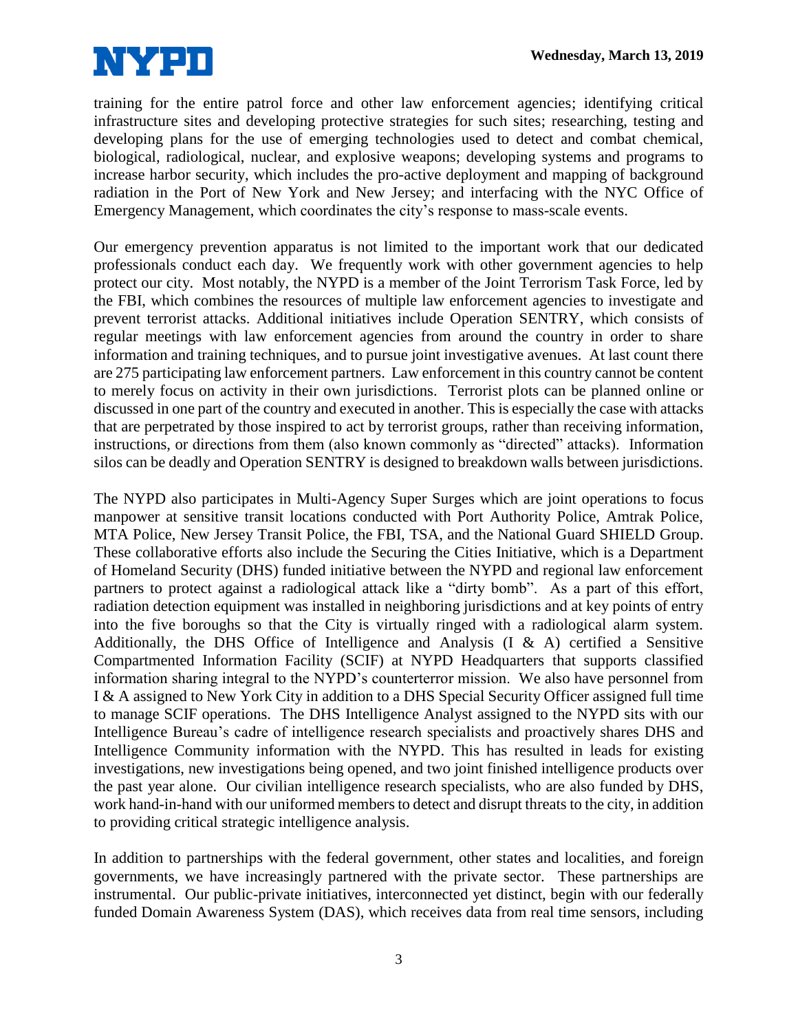training for the entire patrol force and other law enforcement agencies; identifying critical infrastructure sites and developing protective strategies for such sites; researching, testing and developing plans for the use of emerging technologies used to detect and combat chemical, biological, radiological, nuclear, and explosive weapons; developing systems and programs to increase harbor security, which includes the pro-active deployment and mapping of background radiation in the Port of New York and New Jersey; and interfacing with the NYC Office of Emergency Management, which coordinates the city's response to mass-scale events.

Our emergency prevention apparatus is not limited to the important work that our dedicated professionals conduct each day. We frequently work with other government agencies to help protect our city. Most notably, the NYPD is a member of the Joint Terrorism Task Force, led by the FBI, which combines the resources of multiple law enforcement agencies to investigate and prevent terrorist attacks. Additional initiatives include Operation SENTRY, which consists of regular meetings with law enforcement agencies from around the country in order to share information and training techniques, and to pursue joint investigative avenues. At last count there are 275 participating law enforcement partners. Law enforcement in this country cannot be content to merely focus on activity in their own jurisdictions. Terrorist plots can be planned online or discussed in one part of the country and executed in another. This is especially the case with attacks that are perpetrated by those inspired to act by terrorist groups, rather than receiving information, instructions, or directions from them (also known commonly as "directed" attacks). Information silos can be deadly and Operation SENTRY is designed to breakdown walls between jurisdictions.

The NYPD also participates in Multi-Agency Super Surges which are joint operations to focus manpower at sensitive transit locations conducted with Port Authority Police, Amtrak Police, MTA Police, New Jersey Transit Police, the FBI, TSA, and the National Guard SHIELD Group. These collaborative efforts also include the Securing the Cities Initiative, which is a Department of Homeland Security (DHS) funded initiative between the NYPD and regional law enforcement partners to protect against a radiological attack like a "dirty bomb". As a part of this effort, radiation detection equipment was installed in neighboring jurisdictions and at key points of entry into the five boroughs so that the City is virtually ringed with a radiological alarm system. Additionally, the DHS Office of Intelligence and Analysis (I & A) certified a Sensitive Compartmented Information Facility (SCIF) at NYPD Headquarters that supports classified information sharing integral to the NYPD's counterterror mission. We also have personnel from I & A assigned to New York City in addition to a DHS Special Security Officer assigned full time to manage SCIF operations. The DHS Intelligence Analyst assigned to the NYPD sits with our Intelligence Bureau's cadre of intelligence research specialists and proactively shares DHS and Intelligence Community information with the NYPD. This has resulted in leads for existing investigations, new investigations being opened, and two joint finished intelligence products over the past year alone. Our civilian intelligence research specialists, who are also funded by DHS, work hand-in-hand with our uniformed members to detect and disrupt threats to the city, in addition to providing critical strategic intelligence analysis.

In addition to partnerships with the federal government, other states and localities, and foreign governments, we have increasingly partnered with the private sector. These partnerships are instrumental. Our public-private initiatives, interconnected yet distinct, begin with our federally funded Domain Awareness System (DAS), which receives data from real time sensors, including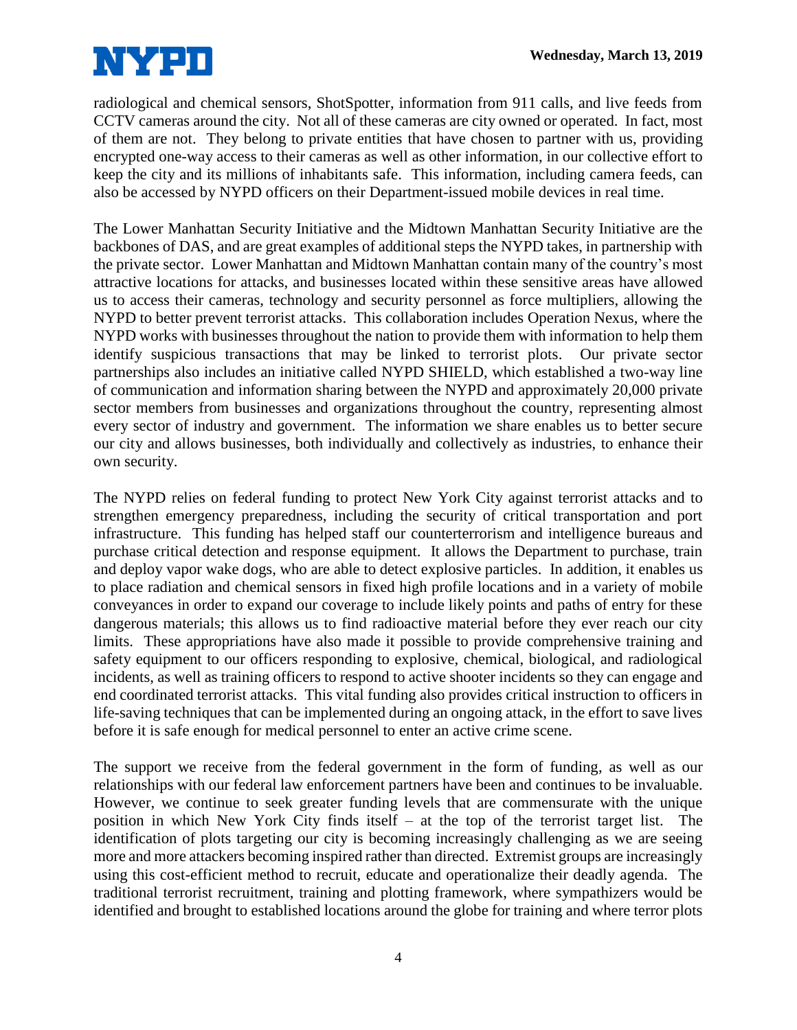radiological and chemical sensors, ShotSpotter, information from 911 calls, and live feeds from CCTV cameras around the city. Not all of these cameras are city owned or operated. In fact, most of them are not. They belong to private entities that have chosen to partner with us, providing encrypted one-way access to their cameras as well as other information, in our collective effort to keep the city and its millions of inhabitants safe. This information, including camera feeds, can also be accessed by NYPD officers on their Department-issued mobile devices in real time.

The Lower Manhattan Security Initiative and the Midtown Manhattan Security Initiative are the backbones of DAS, and are great examples of additional steps the NYPD takes, in partnership with the private sector. Lower Manhattan and Midtown Manhattan contain many of the country's most attractive locations for attacks, and businesses located within these sensitive areas have allowed us to access their cameras, technology and security personnel as force multipliers, allowing the NYPD to better prevent terrorist attacks. This collaboration includes Operation Nexus, where the NYPD works with businesses throughout the nation to provide them with information to help them identify suspicious transactions that may be linked to terrorist plots. Our private sector partnerships also includes an initiative called NYPD SHIELD, which established a two-way line of communication and information sharing between the NYPD and approximately 20,000 private sector members from businesses and organizations throughout the country, representing almost every sector of industry and government. The information we share enables us to better secure our city and allows businesses, both individually and collectively as industries, to enhance their own security.

The NYPD relies on federal funding to protect New York City against terrorist attacks and to strengthen emergency preparedness, including the security of critical transportation and port infrastructure. This funding has helped staff our counterterrorism and intelligence bureaus and purchase critical detection and response equipment. It allows the Department to purchase, train and deploy vapor wake dogs, who are able to detect explosive particles. In addition, it enables us to place radiation and chemical sensors in fixed high profile locations and in a variety of mobile conveyances in order to expand our coverage to include likely points and paths of entry for these dangerous materials; this allows us to find radioactive material before they ever reach our city limits. These appropriations have also made it possible to provide comprehensive training and safety equipment to our officers responding to explosive, chemical, biological, and radiological incidents, as well as training officers to respond to active shooter incidents so they can engage and end coordinated terrorist attacks. This vital funding also provides critical instruction to officers in life-saving techniques that can be implemented during an ongoing attack, in the effort to save lives before it is safe enough for medical personnel to enter an active crime scene.

The support we receive from the federal government in the form of funding, as well as our relationships with our federal law enforcement partners have been and continues to be invaluable. However, we continue to seek greater funding levels that are commensurate with the unique position in which New York City finds itself – at the top of the terrorist target list. The identification of plots targeting our city is becoming increasingly challenging as we are seeing more and more attackers becoming inspired rather than directed. Extremist groups are increasingly using this cost-efficient method to recruit, educate and operationalize their deadly agenda. The traditional terrorist recruitment, training and plotting framework, where sympathizers would be identified and brought to established locations around the globe for training and where terror plots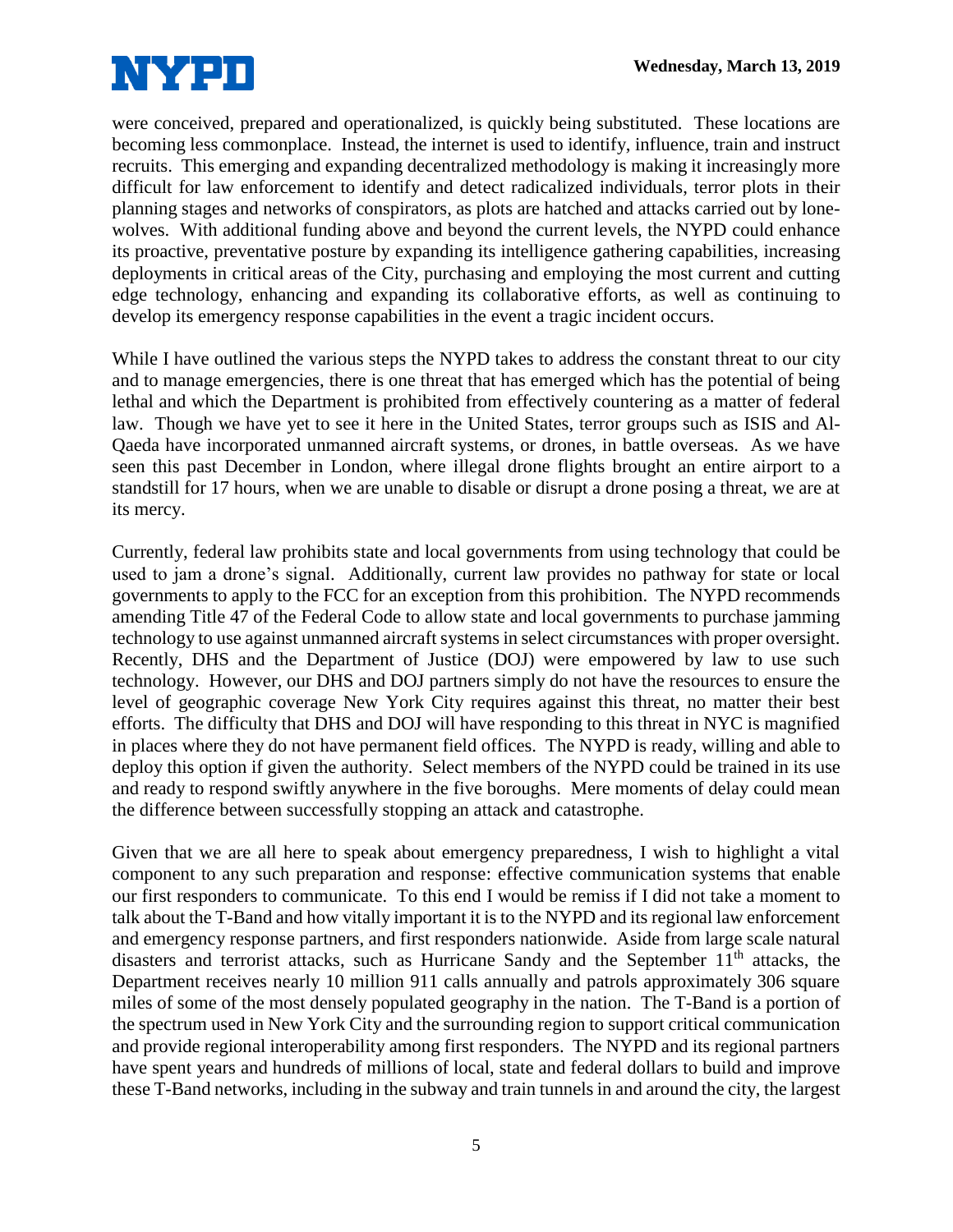were conceived, prepared and operationalized, is quickly being substituted. These locations are becoming less commonplace. Instead, the internet is used to identify, influence, train and instruct recruits. This emerging and expanding decentralized methodology is making it increasingly more difficult for law enforcement to identify and detect radicalized individuals, terror plots in their planning stages and networks of conspirators, as plots are hatched and attacks carried out by lone-wolves. With additional funding above and beyond the current levels, the NYPD could enhance its proactive, preventative posture by expanding its intelligence gathering capabilities, increasing deployments in critical areas of the City, purchasing and employing the most current and cutting edge technology, enhancing and expanding its collaborative efforts, as well as continuing to develop its emergency response capabilities in the event a tragic incident occurs.

While I have outlined the various steps the NYPD takes to address the constant threat to our city and to manage emergencies, there is one threat that has emerged which has the potential of being lethal and which the Department is prohibited from effectively countering as a matter of federal law. Though we have yet to see it here in the United States, terror groups such as ISIS and Al-Qaeda have incorporated unmanned aircraft systems, or drones, in battle overseas. As we have seen this past December in London, where illegal drone flights brought an entire airport to a standstill for 17 hours, when we are unable to disable or disrupt a drone posing a threat, we are at its mercy.

Currently, federal law prohibits state and local governments from using technology that could be used to jam a drone's signal. Additionally, current law provides no pathway for state or local governments to apply to the FCC for an exception from this prohibition. The NYPD recommends amending Title 47 of the Federal Code to allow state and local governments to purchase jamming technology to use against unmanned aircraft systems in select circumstances with proper oversight. Recently, DHS and the Department of Justice (DOJ) were empowered by law to use such technology. However, our DHS and DOJ partners simply do not have the resources to ensure the level of geographic coverage New York City requires against this threat, no matter their best efforts. The difficulty that DHS and DOJ will have responding to this threat in NYC is magnified in places where they do not have permanent field offices. The NYPD is ready, willing and able to deploy this option if given the authority. Select members of the NYPD could be trained in its use and ready to respond swiftly anywhere in the five boroughs. Mere moments of delay could mean the difference between successfully stopping an attack and catastrophe.

Given that we are all here to speak about emergency preparedness, I wish to highlight a vital component to any such preparation and response: effective communication systems that enable our first responders to communicate. To this end I would be remiss if I did not take a moment to talk about the T-Band and how vitally important it is to the NYPD and its regional law enforcement and emergency response partners, and first responders nationwide. Aside from large scale natural disasters and terrorist attacks, such as Hurricane Sandy and the September 11th attacks, the Department receives nearly 10 million 911 calls annually and patrols approximately 306 square miles of some of the most densely populated geography in the nation. The T-Band is a portion of the spectrum used in New York City and the surrounding region to support critical communication and provide regional interoperability among first responders. The NYPD and its regional partners have spent years and hundreds of millions of local, state and federal dollars to build and improve these T-Band networks, including in the subway and train tunnels in and around the city, the largest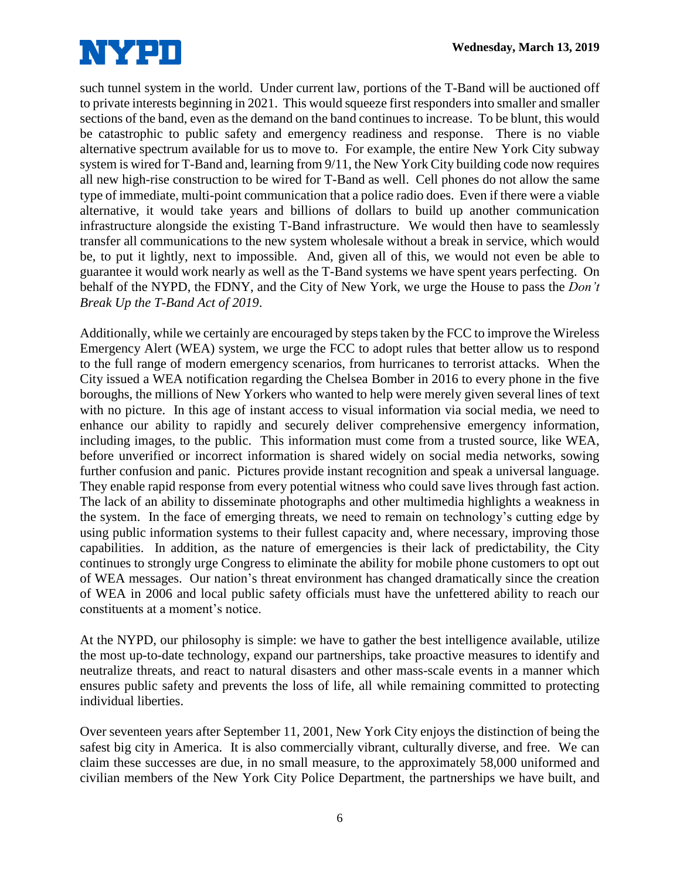such tunnel system in the world. Under current law, portions of the T-Band will be auctioned off to private interests beginning in 2021. This would squeeze first responders into smaller and smaller sections of the band, even as the demand on the band continues to increase. To be blunt, this would be catastrophic to public safety and emergency readiness and response. There is no viable alternative spectrum available for us to move to. For example, the entire New York City subway system is wired for T-Band and, learning from 9/11, the New York City building code now requires all new high-rise construction to be wired for T-Band as well. Cell phones do not allow the same type of immediate, multi-point communication that a police radio does. Even if there were a viable alternative, it would take years and billions of dollars to build up another communication infrastructure alongside the existing T-Band infrastructure. We would then have to seamlessly transfer all communications to the new system wholesale without a break in service, which would be, to put it lightly, next to impossible. And, given all of this, we would not even be able to guarantee it would work nearly as well as the T-Band systems we have spent years perfecting. On behalf of the NYPD, the FDNY, and the City of New York, we urge the House to pass the *Don't Break Up the T-Band Act of 2019*.

Additionally, while we certainly are encouraged by steps taken by the FCC to improve the Wireless Emergency Alert (WEA) system, we urge the FCC to adopt rules that better allow us to respond to the full range of modern emergency scenarios, from hurricanes to terrorist attacks. When the City issued a WEA notification regarding the Chelsea Bomber in 2016 to every phone in the five boroughs, the millions of New Yorkers who wanted to help were merely given several lines of text with no picture. In this age of instant access to visual information via social media, we need to enhance our ability to rapidly and securely deliver comprehensive emergency information, including images, to the public. This information must come from a trusted source, like WEA, before unverified or incorrect information is shared widely on social media networks, sowing further confusion and panic. Pictures provide instant recognition and speak a universal language. They enable rapid response from every potential witness who could save lives through fast action. The lack of an ability to disseminate photographs and other multimedia highlights a weakness in the system. In the face of emerging threats, we need to remain on technology's cutting edge by using public information systems to their fullest capacity and, where necessary, improving those capabilities. In addition, as the nature of emergencies is their lack of predictability, the City continues to strongly urge Congress to eliminate the ability for mobile phone customers to opt out of WEA messages. Our nation's threat environment has changed dramatically since the creation of WEA in 2006 and local public safety officials must have the unfettered ability to reach our constituents at a moment's notice.

At the NYPD, our philosophy is simple: we have to gather the best intelligence available, utilize the most up-to-date technology, expand our partnerships, take proactive measures to identify and neutralize threats, and react to natural disasters and other mass-scale events in a manner which ensures public safety and prevents the loss of life, all while remaining committed to protecting individual liberties.

Over seventeen years after September 11, 2001, New York City enjoys the distinction of being the safest big city in America. It is also commercially vibrant, culturally diverse, and free. We can claim these successes are due, in no small measure, to the approximately 58,000 uniformed and civilian members of the New York City Police Department, the partnerships we have built, and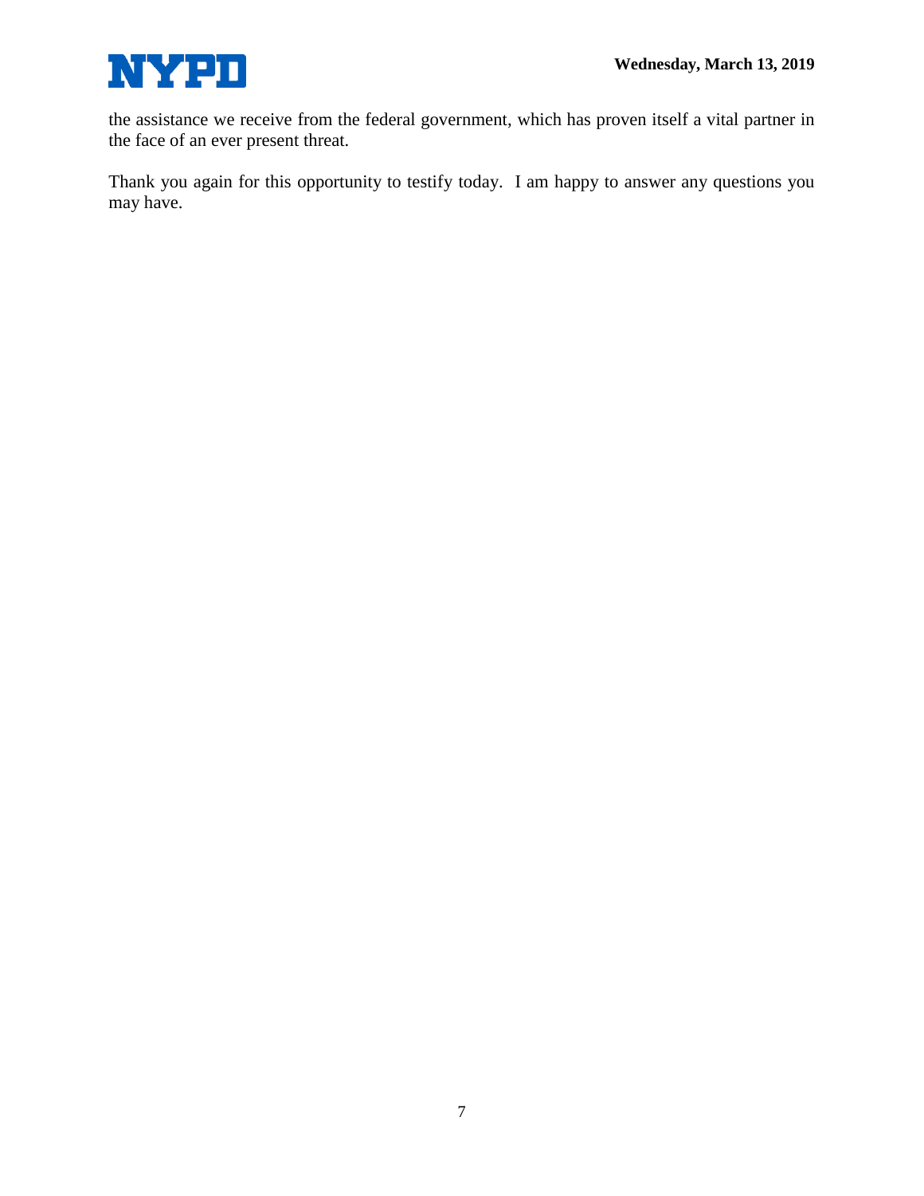the assistance we receive from the federal government, which has proven itself a vital partner in the face of an ever present threat.

Thank you again for this opportunity to testify today. I am happy to answer any questions you may have.